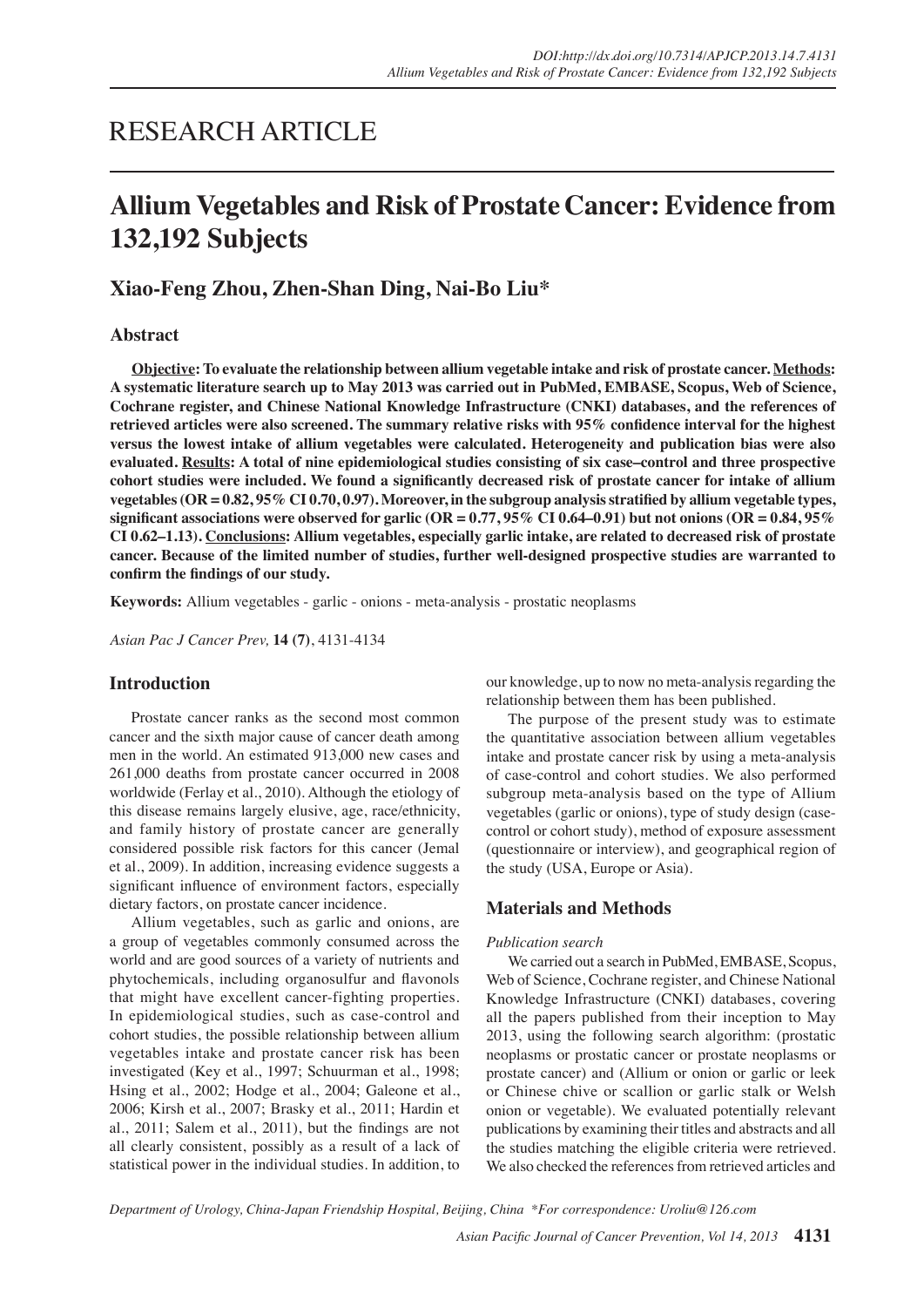RESEARCH ARTICLE

# Allium Vegetables and Risk of Prostate Cancer: Evidence from 132,192 Subjects

## Xiao-Feng Zhou, Zhen-Shan Ding, Nai-Bo Liu*

### Abstract

**Objective: To evaluate the relationship between allium vegetable intake and risk of prostate cancer. Methods: A systematic literature search up to May 2013 was carried out in PubMed, EMBASE, Scopus, Web of Science, Cochrane register, and Chinese National Knowledge Infrastructure (CNKI) databases, and the references of retrieved articles were also screened. The summary relative risks with 95% confidence interval for the highest versus the lowest intake of allium vegetables were calculated. Heterogeneity and publication bias were also evaluated. Results: A total of nine epidemiological studies consisting of six case–control and three prospective cohort studies were included. We found a significantly decreased risk of prostate cancer for intake of allium vegetables (OR = 0.82, 95% CI 0.70, 0.97). Moreover, in the subgroup analysis stratified by allium vegetable types, significant associations were observed for garlic (OR = 0.77, 95% CI 0.64–0.91) but not onions (OR = 0.84, 95% CI 0.62–1.13). Conclusions: Allium vegetables, especially garlic intake, are related to decreased risk of prostate cancer. Because of the limited number of studies, further well-designed prospective studies are warranted to confirm the findings of our study.**

**Keywords:** Allium vegetables - garlic - onions - meta-analysis - prostatic neoplasms

*Asian Pac J Cancer Prev,* **14 (7)**, 4131-4134

### Introduction

Prostate cancer ranks as the second most common cancer and the sixth major cause of cancer death among men in the world. An estimated 913,000 new cases and 261,000 deaths from prostate cancer occurred in 2008 worldwide (Ferlay et al., 2010). Although the etiology of this disease remains largely elusive, age, race/ethnicity, and family history of prostate cancer are generally considered possible risk factors for this cancer (Jemal et al., 2009). In addition, increasing evidence suggests a significant influence of environment factors, especially dietary factors, on prostate cancer incidence.

Allium vegetables, such as garlic and onions, are a group of vegetables commonly consumed across the world and are good sources of a variety of nutrients and phytochemicals, including organosulfur and flavonols that might have excellent cancer-fighting properties. In epidemiological studies, such as case-control and cohort studies, the possible relationship between allium vegetables intake and prostate cancer risk has been investigated (Key et al., 1997; Schuurman et al., 1998; Hsing et al., 2002; Hodge et al., 2004; Galeone et al., 2006; Kirsh et al., 2007; Brasky et al., 2011; Hardin et al., 2011; Salem et al., 2011), but the findings are not all clearly consistent, possibly as a result of a lack of statistical power in the individual studies. In addition, to our knowledge, up to now no meta-analysis regarding the relationship between them has been published.

The purpose of the present study was to estimate the quantitative association between allium vegetables intake and prostate cancer risk by using a meta-analysis of case-control and cohort studies. We also performed subgroup meta-analysis based on the type of Allium vegetables (garlic or onions), type of study design (case-control or cohort study), method of exposure assessment (questionnaire or interview), and geographical region of the study (USA, Europe or Asia).

### Materials and Methods

*Publication search*

We carried out a search in PubMed, EMBASE, Scopus, Web of Science, Cochrane register, and Chinese National Knowledge Infrastructure (CNKI) databases, covering all the papers published from their inception to May 2013, using the following search algorithm: (prostatic neoplasms or prostatic cancer or prostate neoplasms or prostate cancer) and (Allium or onion or garlic or leek or Chinese chive or scallion or garlic stalk or Welsh onion or vegetable). We evaluated potentially relevant publications by examining their titles and abstracts and all the studies matching the eligible criteria were retrieved. We also checked the references from retrieved articles and

*Department of Urology, China-Japan Friendship Hospital, Beijing, China \*For correspondence: Uroliu@126.com*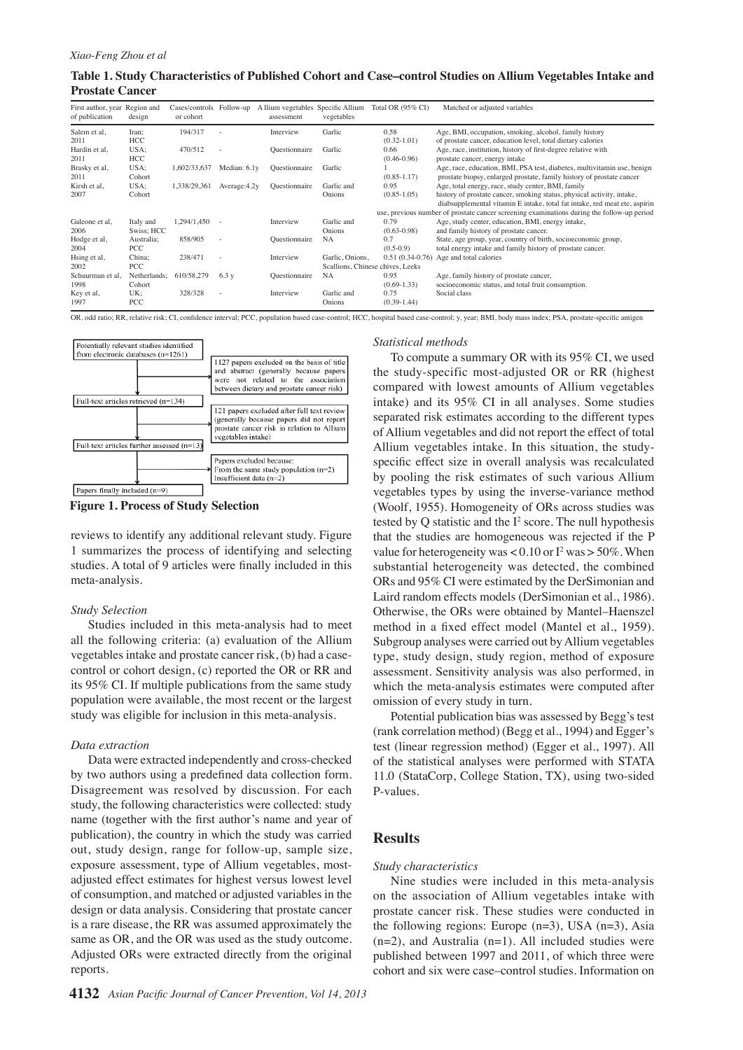**Table 1. Study Characteristics of Published Cohort and Case–control Studies on Allium Vegetables Intake and Prostate Cancer**

| First author, year of publication | Region and design | Cases/controls or cohort | Follow-up | Allium vegetables assessment | Specific Allium vegetables | Total OR (95% CI) | Matched or adjusted variables |
|---|---|---|---|---|---|---|---|
| Salem et al, 2011 | Iran; HCC | 194/317 | - | Interview | Garlic | 0.58 (0.32-1.01) | Age, BMI, occupation, smoking, alcohol, family history of prostate cancer, education level, total dietary calories |
| Hardin et al, 2011 | USA; HCC | 470/512 | - | Questionnaire | Garlic | 0.66 (0.46-0.96) | Age, race, institution, history of first-degree relative with prostate cancer, energy intake |
| Brasky et al, 2011 | USA; Cohort | 1,602/33,637 | Median: 6.1y | Questionnaire | Garlic | 1 (0.85-1.17) | Age, race, education, BMI, PSA test, diabetes, multivitamin use, benign prostate biopsy, enlarged prostate, family history of prostate cancer |
| Kirsh et al, 2007 | USA; Cohort | 1,338/29,361 | Average:4.2y | Questionnaire | Garlic and Onions | 0.95 (0.85-1.05) | Age, total energy, race, study center, BMI, family history of prostate cancer, smoking status, physical activity, intake, diabsupplemental vitamin E intake, total fat intake, red meat ete, aspirin use, previous number of prostate cancer screening examinations during the follow-up period |
| Galeone et al, 2006 | Italy and Swiss; HCC | 1,294/1,450 | - | Interview | Garlic and Onions | 0.79 (0.63-0.98) | Age, study center, education, BMI, energy intake, and family history of prostate cancer. |
| Hodge et al, 2004 | Australia; PCC | 858/905 | - | Questionnaire | NA | 0.7 (0.5-0.9) | State, age group, year, country of birth, socioeconomic group, total energy intake and family history of prostate cancer. |
| Hsing et al, 2002 | China; PCC | 238/471 | - | Interview | Garlic, Onions, Scallions, Chinese chives, Leeks | 0.51 (0.34-0.76) | Age and total calories |
| Schuurman et al, 1998 | Netherlands; Cohort | 610/58,279 | 6.3 y | Questionnaire | NA | 0.95 (0.69-1.33) | Age, family history of prostate cancer, socioeconomic status, and total fruit consumption. |
| Key et al, 1997 | UK; PCC | 328/328 | - | Interview | Garlic and Onions | 0.75 (0.39-1.44) | Social class |

OR, odd ratio; RR, relative risk; CI, confidence interval; PCC, population based case-control; HCC, hospital based case-control; y, year; BMI, body mass index; PSA, prostate-specific antigen

Potentially relevant studies identified from electronic databases (n=1261)
→ 1127 papers excluded on the basis of title and abstract (generally because papers were not related to the association between dietary and prostate cancer risk)

Full-text articles retrieved (n=134)
→ 121 papers excluded after full text review (generally because papers did not report prostate cancer risk in relation to Allium vegetables intake)

Full-text articles further assessed (n=13)
→ Papers excluded because: From the same study population (n=2); Insufficient data (n=2)

Papers finally included (n=9)

**Figure 1. Process of Study Selection**

reviews to identify any additional relevant study. Figure 1 summarizes the process of identifying and selecting studies. A total of 9 articles were finally included in this meta-analysis.

### *Study Selection*

Studies included in this meta-analysis had to meet all the following criteria: (a) evaluation of the Allium vegetables intake and prostate cancer risk, (b) had a case-control or cohort design, (c) reported the OR or RR and its 95% CI. If multiple publications from the same study population were available, the most recent or the largest study was eligible for inclusion in this meta-analysis.

### *Data extraction*

Data were extracted independently and cross-checked by two authors using a predefined data collection form. Disagreement was resolved by discussion. For each study, the following characteristics were collected: study name (together with the first author's name and year of publication), the country in which the study was carried out, study design, range for follow-up, sample size, exposure assessment, type of Allium vegetables, most-adjusted effect estimates for highest versus lowest level of consumption, and matched or adjusted variables in the design or data analysis. Considering that prostate cancer is a rare disease, the RR was assumed approximately the same as OR, and the OR was used as the study outcome. Adjusted ORs were extracted directly from the original reports.

### *Statistical methods*

To compute a summary OR with its 95% CI, we used the study-specific most-adjusted OR or RR (highest compared with lowest amounts of Allium vegetables intake) and its 95% CI in all analyses. Some studies separated risk estimates according to the different types of Allium vegetables and did not report the effect of total Allium vegetables intake. In this situation, the study-specific effect size in overall analysis was recalculated by pooling the risk estimates of such various Allium vegetables types by using the inverse-variance method (Woolf, 1955). Homogeneity of ORs across studies was tested by Q statistic and the $I^2$ score. The null hypothesis that the studies are homogeneous was rejected if the P value for heterogeneity was $<0.10$ or $I^2$ was $>50\%$. When substantial heterogeneity was detected, the combined ORs and 95% CI were estimated by the DerSimonian and Laird random effects models (DerSimonian et al., 1986). Otherwise, the ORs were obtained by Mantel–Haenszel method in a fixed effect model (Mantel et al., 1959). Subgroup analyses were carried out by Allium vegetables type, study design, study region, method of exposure assessment. Sensitivity analysis was also performed, in which the meta-analysis estimates were computed after omission of every study in turn.

Potential publication bias was assessed by Begg's test (rank correlation method) (Begg et al., 1994) and Egger's test (linear regression method) (Egger et al., 1997). All of the statistical analyses were performed with STATA 11.0 (StataCorp, College Station, TX), using two-sided P-values.

## Results

### *Study characteristics*

Nine studies were included in this meta-analysis on the association of Allium vegetables intake with prostate cancer risk. These studies were conducted in the following regions: Europe (n=3), USA (n=3), Asia (n=2), and Australia (n=1). All included studies were published between 1997 and 2011, of which three were cohort and six were case–control studies. Information on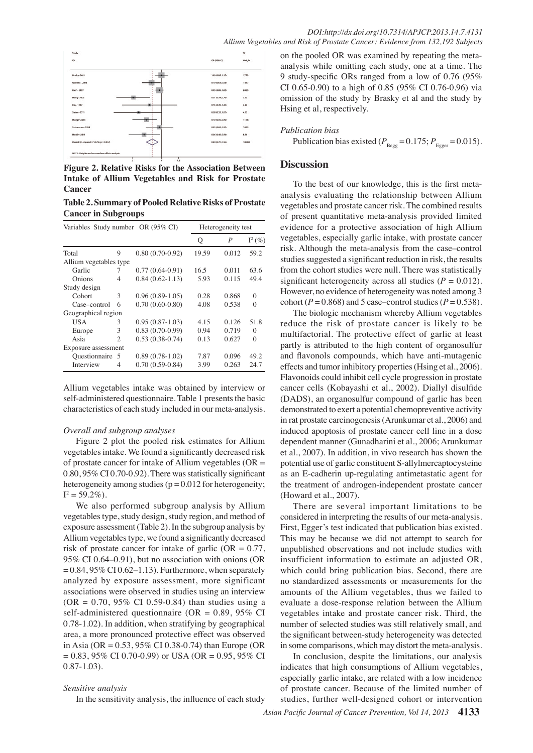Figure 2. Relative Risks for the Association Between Intake of Allium Vegetables and Risk for Prostate Cancer

**Table 2. Summary of Pooled Relative Risks of Prostate Cancer in Subgroups**

| Variables | Study number | OR (95% CI) | Heterogeneity test | | |
|---|---|---|---|---|---|
| | | | Q | *P* | $I^2$ (%) |
| Total | 9 | 0.80 (0.70-0.92) | 19.59 | 0.012 | 59.2 |
| Allium vegetables type | | | | | |
| Garlic | 7 | 0.77 (0.64-0.91) | 16.5 | 0.011 | 63.6 |
| Onions | 4 | 0.84 (0.62-1.13) | 5.93 | 0.115 | 49.4 |
| Study design | | | | | |
| Cohort | 3 | 0.96 (0.89-1.05) | 0.28 | 0.868 | 0 |
| Case–control | 6 | 0.70 (0.60-0.80) | 4.08 | 0.538 | 0 |
| Geographical region | | | | | |
| USA | 3 | 0.95 (0.87-1.03) | 4.15 | 0.126 | 51.8 |
| Europe | 3 | 0.83 (0.70-0.99) | 0.94 | 0.719 | 0 |
| Asia | 2 | 0.53 (0.38-0.74) | 0.13 | 0.627 | 0 |
| Exposure assessment | | | | | |
| Questionnaire | 5 | 0.89 (0.78-1.02) | 7.87 | 0.096 | 49.2 |
| Interview | 4 | 0.70 (0.59-0.84) | 3.99 | 0.263 | 24.7 |

Allium vegetables intake was obtained by interview or self-administered questionnaire. Table 1 presents the basic characteristics of each study included in our meta-analysis.

### *Overall and subgroup analyses*

Figure 2 plot the pooled risk estimates for Allium vegetables intake. We found a significantly decreased risk of prostate cancer for intake of Allium vegetables (OR = 0.80, 95% CI 0.70-0.92). There was statistically significant heterogeneity among studies (p = 0.012 for heterogeneity; $I^2$ = 59.2%).

We also performed subgroup analysis by Allium vegetables type, study design, study region, and method of exposure assessment (Table 2). In the subgroup analysis by Allium vegetables type, we found a significantly decreased risk of prostate cancer for intake of garlic (OR = 0.77, 95% CI 0.64–0.91), but no association with onions (OR = 0.84, 95% CI 0.62–1.13). Furthermore, when separately analyzed by exposure assessment, more significant associations were observed in studies using an interview (OR = 0.70, 95% CI 0.59-0.84) than studies using a self-administered questionnaire (OR = 0.89, 95% CI 0.78-1.02). In addition, when stratifying by geographical area, a more pronounced protective effect was observed in Asia (OR = 0.53, 95% CI 0.38-0.74) than Europe (OR = 0.83, 95% CI 0.70-0.99) or USA (OR = 0.95, 95% CI 0.87-1.03).

### *Sensitive analysis*

In the sensitivity analysis, the influence of each study on the pooled OR was examined by repeating the meta-analysis while omitting each study, one at a time. The 9 study-specific ORs ranged from a low of 0.76 (95% CI 0.65-0.90) to a high of 0.85 (95% CI 0.76-0.96) via omission of the study by Brasky et al and the study by Hsing et al, respectively.

### *Publication bias*

Publication bias existed ($P_{Begg}$ = 0.175; $P_{Egger}$ = 0.015).

## Discussion

To the best of our knowledge, this is the first meta-analysis evaluating the relationship between Allium vegetables and prostate cancer risk. The combined results of present quantitative meta-analysis provided limited evidence for a protective association of high Allium vegetables, especially garlic intake, with prostate cancer risk. Although the meta-analysis from the case–control studies suggested a significant reduction in risk, the results from the cohort studies were null. There was statistically significant heterogeneity across all studies (*P* = 0.012). However, no evidence of heterogeneity was noted among 3 cohort (*P* = 0.868) and 5 case–control studies (*P* = 0.538).

The biologic mechanism whereby Allium vegetables reduce the risk of prostate cancer is likely to be multifactorial. The protective effect of garlic at least partly is attributed to the high content of organosulfur and flavonols compounds, which have anti-mutagenic effects and tumor inhibitory properties (Hsing et al., 2006). Flavonoids could inhibit cell cycle progression in prostate cancer cells (Kobayashi et al., 2002). Diallyl disulfide (DADS), an organosulfur compound of garlic has been demonstrated to exert a potential chemopreventive activity in rat prostate carcinogenesis (Arunkumar et al., 2006) and induced apoptosis of prostate cancer cell line in a dose dependent manner (Gunadharini et al., 2006; Arunkumar et al., 2007). In addition, in vivo research has shown the potential use of garlic constituent S-allylmercaptocysteine as an E-cadherin up-regulating antimetastatic agent for the treatment of androgen-independent prostate cancer (Howard et al., 2007).

There are several important limitations to be considered in interpreting the results of our meta-analysis. First, Egger's test indicated that publication bias existed. This may be because we did not attempt to search for unpublished observations and not include studies with insufficient information to estimate an adjusted OR, which could bring publication bias. Second, there are no standardized assessments or measurements for the amounts of the Allium vegetables, thus we failed to evaluate a dose-response relation between the Allium vegetables intake and prostate cancer risk. Third, the number of selected studies was still relatively small, and the significant between-study heterogeneity was detected in some comparisons, which may distort the meta-analysis.

In conclusion, despite the limitations, our analysis indicates that high consumptions of Allium vegetables, especially garlic intake, are related with a low incidence of prostate cancer. Because of the limited number of studies, further well-designed cohort or intervention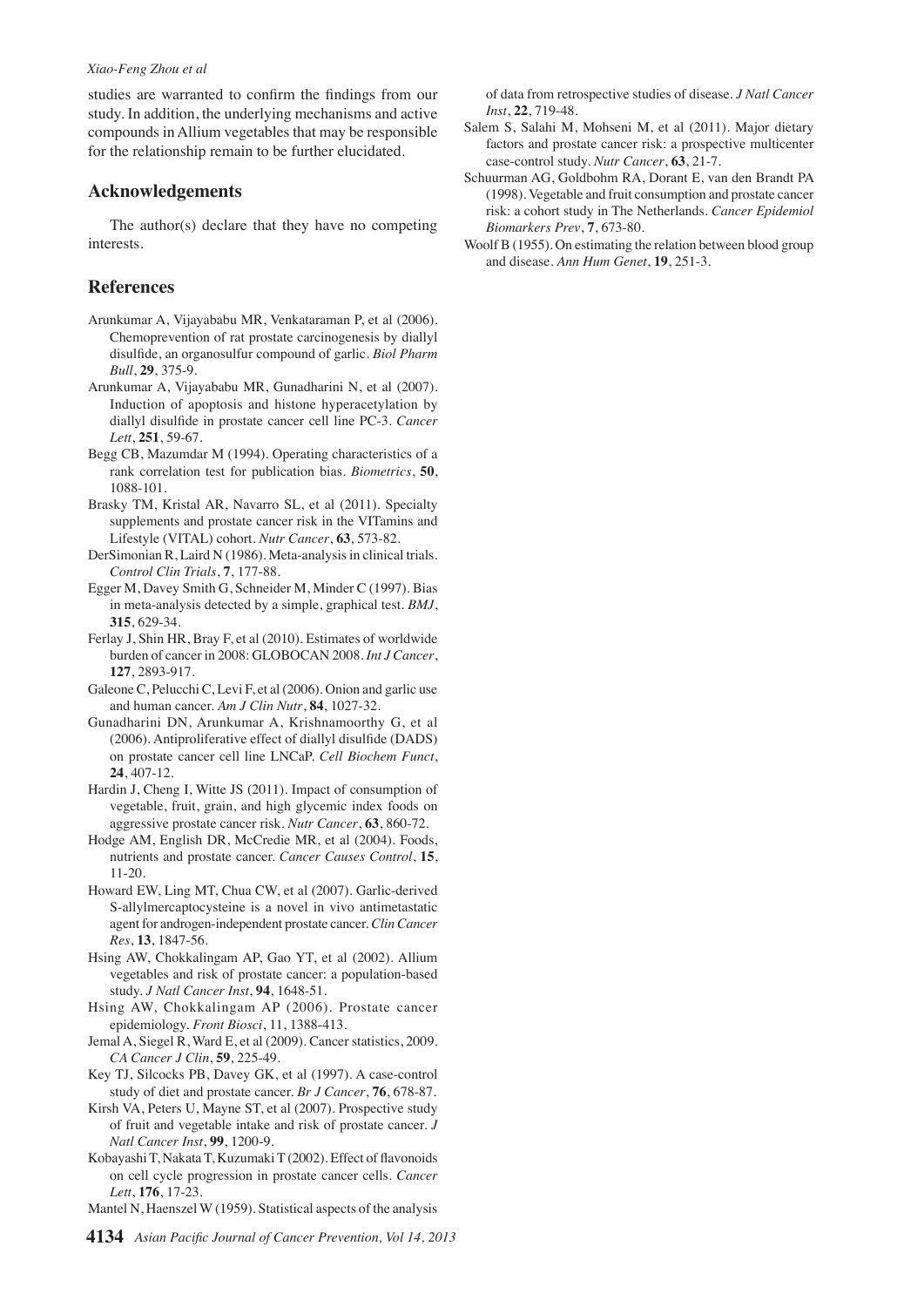studies are warranted to confirm the findings from our study. In addition, the underlying mechanisms and active compounds in Allium vegetables that may be responsible for the relationship remain to be further elucidated.

## Acknowledgements

The author(s) declare that they have no competing interests.

## References

Arunkumar A, Vijayababu MR, Venkataraman P, et al (2006). Chemoprevention of rat prostate carcinogenesis by diallyl disulfide, an organosulfur compound of garlic. *Biol Pharm Bull*, **29**, 375-9.

Arunkumar A, Vijayababu MR, Gunadharini N, et al (2007). Induction of apoptosis and histone hyperacetylation by diallyl disulfide in prostate cancer cell line PC-3. *Cancer Lett*, **251**, 59-67.

Begg CB, Mazumdar M (1994). Operating characteristics of a rank correlation test for publication bias. *Biometrics*, **50**, 1088-101.

Brasky TM, Kristal AR, Navarro SL, et al (2011). Specialty supplements and prostate cancer risk in the VITamins and Lifestyle (VITAL) cohort. *Nutr Cancer*, **63**, 573-82.

DerSimonian R, Laird N (1986). Meta-analysis in clinical trials. *Control Clin Trials*, **7**, 177-88.

Egger M, Davey Smith G, Schneider M, Minder C (1997). Bias in meta-analysis detected by a simple, graphical test. *BMJ*, **315**, 629-34.

Ferlay J, Shin HR, Bray F, et al (2010). Estimates of worldwide burden of cancer in 2008: GLOBOCAN 2008. *Int J Cancer*, **127**, 2893-917.

Galeone C, Pelucchi C, Levi F, et al (2006). Onion and garlic use and human cancer. *Am J Clin Nutr*, **84**, 1027-32.

Gunadharini DN, Arunkumar A, Krishnamoorthy G, et al (2006). Antiproliferative effect of diallyl disulfide (DADS) on prostate cancer cell line LNCaP. *Cell Biochem Funct*, **24**, 407-12.

Hardin J, Cheng I, Witte JS (2011). Impact of consumption of vegetable, fruit, grain, and high glycemic index foods on aggressive prostate cancer risk. *Nutr Cancer*, **63**, 860-72.

Hodge AM, English DR, McCredie MR, et al (2004). Foods, nutrients and prostate cancer. *Cancer Causes Control*, **15**, 11-20.

Howard EW, Ling MT, Chua CW, et al (2007). Garlic-derived S-allylmercaptocysteine is a novel in vivo antimetastatic agent for androgen-independent prostate cancer. *Clin Cancer Res*, **13**, 1847-56.

Hsing AW, Chokkalingam AP, Gao YT, et al (2002). Allium vegetables and risk of prostate cancer: a population-based study. *J Natl Cancer Inst*, **94**, 1648-51.

Hsing AW, Chokkalingam AP (2006). Prostate cancer epidemiology. *Front Biosci*, 11, 1388-413.

Jemal A, Siegel R, Ward E, et al (2009). Cancer statistics, 2009. *CA Cancer J Clin*, **59**, 225-49.

Key TJ, Silcocks PB, Davey GK, et al (1997). A case-control study of diet and prostate cancer. *Br J Cancer*, **76**, 678-87.

Kirsh VA, Peters U, Mayne ST, et al (2007). Prospective study of fruit and vegetable intake and risk of prostate cancer. *J Natl Cancer Inst*, **99**, 1200-9.

Kobayashi T, Nakata T, Kuzumaki T (2002). Effect of flavonoids on cell cycle progression in prostate cancer cells. *Cancer Lett*, **176**, 17-23.

Mantel N, Haenszel W (1959). Statistical aspects of the analysis of data from retrospective studies of disease. *J Natl Cancer Inst*, **22**, 719-48.

Salem S, Salahi M, Mohseni M, et al (2011). Major dietary factors and prostate cancer risk: a prospective multicenter case-control study. *Nutr Cancer*, **63**, 21-7.

Schuurman AG, Goldbohm RA, Dorant E, van den Brandt PA (1998). Vegetable and fruit consumption and prostate cancer risk: a cohort study in The Netherlands. *Cancer Epidemiol Biomarkers Prev*, **7**, 673-80.

Woolf B (1955). On estimating the relation between blood group and disease. *Ann Hum Genet*, **19**, 251-3.